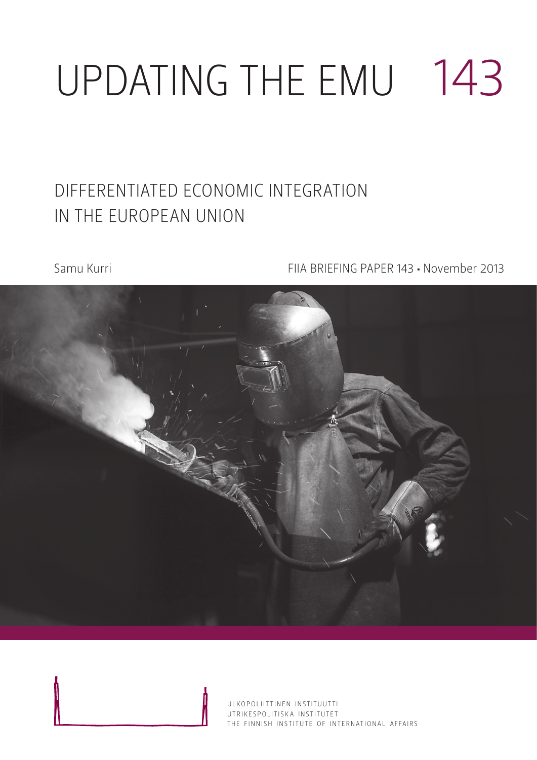# UPDATING THE EMU 143

## DIFFERENTIATED ECONOMIC INTEGRATION IN THE EUROPEAN UNION

Samu Kurri

FIIA BRIEFING PAPER 143 • November 2013

ULKOPOLIITTINEN INSTITUUTTI
UTRIKESPOLITISKA INSTITUTET
THE FINNISH INSTITUTE OF INTERNATIONAL AFFAIRS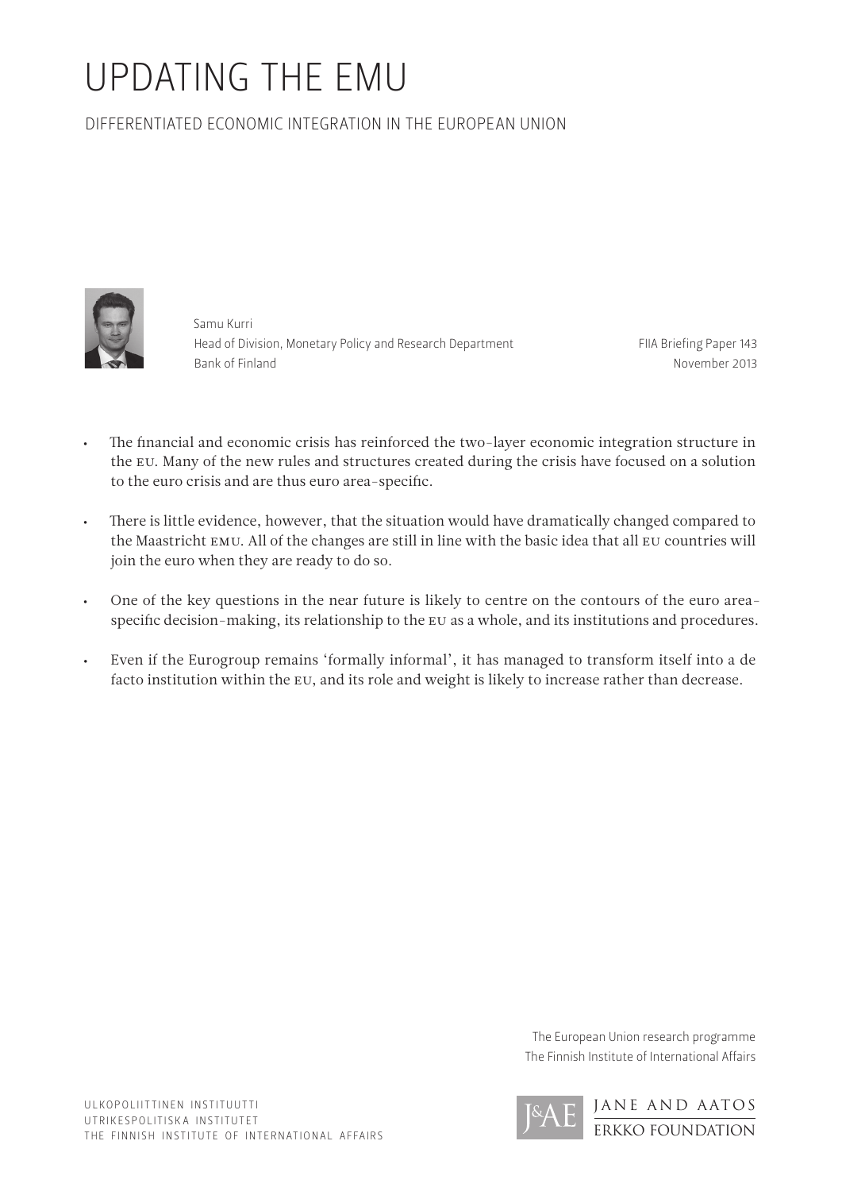# UPDATING THE EMU

## DIFFERENTIATED ECONOMIC INTEGRATION IN THE EUROPEAN UNION

Samu Kurri
Head of Division, Monetary Policy and Research Department
Bank of Finland

FIIA Briefing Paper 143
November 2013

- The financial and economic crisis has reinforced the two-layer economic integration structure in the EU. Many of the new rules and structures created during the crisis have focused on a solution to the euro crisis and are thus euro area-specific.
- There is little evidence, however, that the situation would have dramatically changed compared to the Maastricht EMU. All of the changes are still in line with the basic idea that all EU countries will join the euro when they are ready to do so.
- One of the key questions in the near future is likely to centre on the contours of the euro area-specific decision-making, its relationship to the EU as a whole, and its institutions and procedures.
- Even if the Eurogroup remains 'formally informal', it has managed to transform itself into a de facto institution within the EU, and its role and weight is likely to increase rather than decrease.

The European Union research programme
The Finnish Institute of International Affairs

ULKOPOLIITTINEN INSTITUUTTI
UTRIKESPOLITISKA INSTITUTET
THE FINNISH INSTITUTE OF INTERNATIONAL AFFAIRS

JANE AND AATOS ERKKO FOUNDATION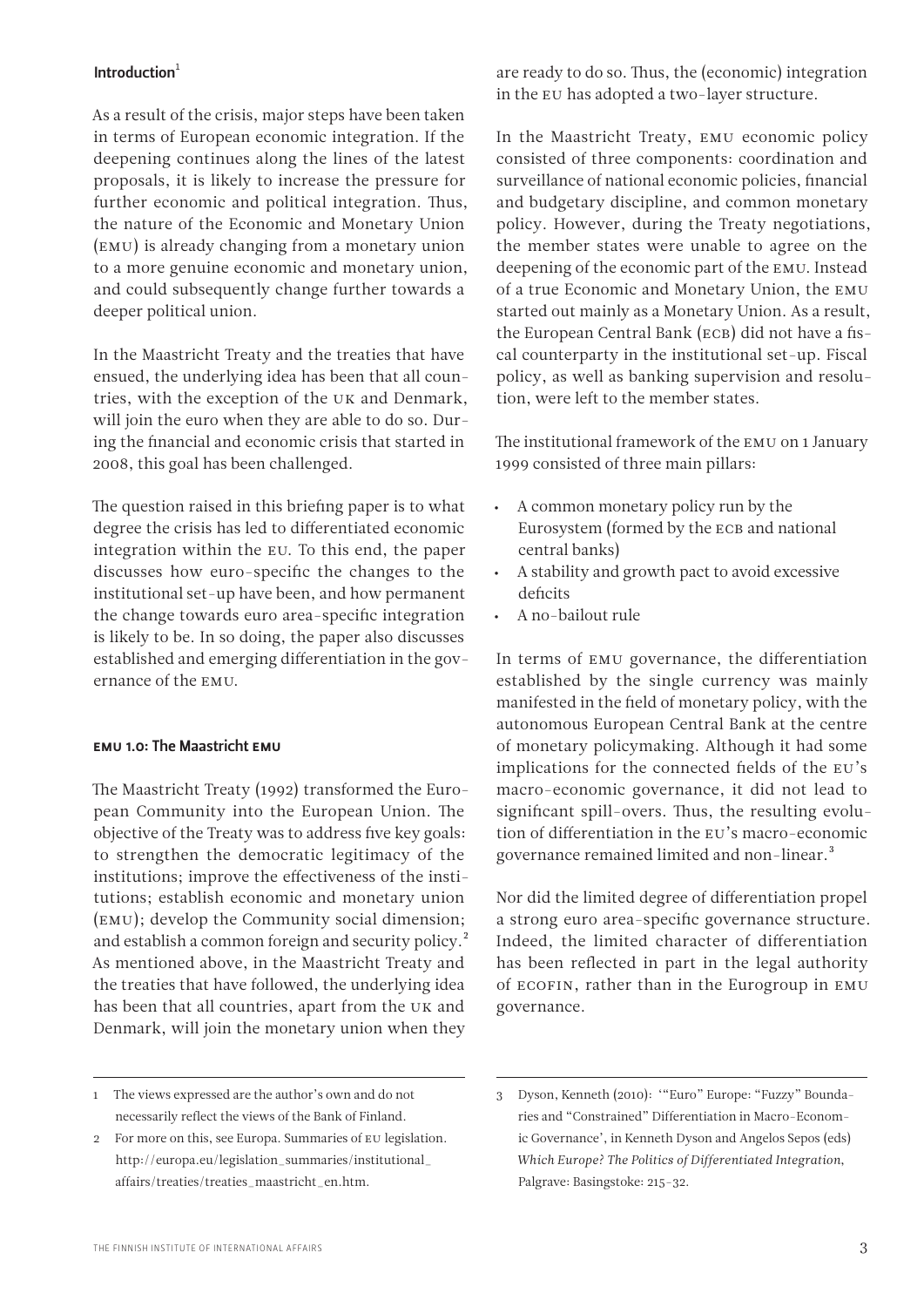## Introduction[1]

As a result of the crisis, major steps have been taken in terms of European economic integration. If the deepening continues along the lines of the latest proposals, it is likely to increase the pressure for further economic and political integration. Thus, the nature of the Economic and Monetary Union (EMU) is already changing from a monetary union to a more genuine economic and monetary union, and could subsequently change further towards a deeper political union.

In the Maastricht Treaty and the treaties that have ensued, the underlying idea has been that all countries, with the exception of the UK and Denmark, will join the euro when they are able to do so. During the financial and economic crisis that started in 2008, this goal has been challenged.

The question raised in this briefing paper is to what degree the crisis has led to differentiated economic integration within the EU. To this end, the paper discusses how euro-specific the changes to the institutional set-up have been, and how permanent the change towards euro area-specific integration is likely to be. In so doing, the paper also discusses established and emerging differentiation in the governance of the EMU.

## EMU 1.0: The Maastricht EMU

The Maastricht Treaty (1992) transformed the European Community into the European Union. The objective of the Treaty was to address five key goals: to strengthen the democratic legitimacy of the institutions; improve the effectiveness of the institutions; establish economic and monetary union (EMU); develop the Community social dimension; and establish a common foreign and security policy.[2] As mentioned above, in the Maastricht Treaty and the treaties that have followed, the underlying idea has been that all countries, apart from the UK and Denmark, will join the monetary union when they are ready to do so. Thus, the (economic) integration in the EU has adopted a two-layer structure.

In the Maastricht Treaty, EMU economic policy consisted of three components: coordination and surveillance of national economic policies, financial and budgetary discipline, and common monetary policy. However, during the Treaty negotiations, the member states were unable to agree on the deepening of the economic part of the EMU. Instead of a true Economic and Monetary Union, the EMU started out mainly as a Monetary Union. As a result, the European Central Bank (ECB) did not have a fiscal counterparty in the institutional set-up. Fiscal policy, as well as banking supervision and resolution, were left to the member states.

The institutional framework of the EMU on 1 January 1999 consisted of three main pillars:

- A common monetary policy run by the Eurosystem (formed by the ECB and national central banks)
- A stability and growth pact to avoid excessive deficits
- A no-bailout rule

In terms of EMU governance, the differentiation established by the single currency was mainly manifested in the field of monetary policy, with the autonomous European Central Bank at the centre of monetary policymaking. Although it had some implications for the connected fields of the EU's macro-economic governance, it did not lead to significant spill-overs. Thus, the resulting evolution of differentiation in the EU's macro-economic governance remained limited and non-linear.[3]

Nor did the limited degree of differentiation propel a strong euro area-specific governance structure. Indeed, the limited character of differentiation has been reflected in part in the legal authority of ECOFIN, rather than in the Eurogroup in EMU governance.

---

1 The views expressed are the author's own and do not necessarily reflect the views of the Bank of Finland.

2 For more on this, see Europa. Summaries of EU legislation. http://europa.eu/legislation_summaries/institutional_affairs/treaties/treaties_maastricht_en.htm.

3 Dyson, Kenneth (2010): '"Euro" Europe: "Fuzzy" Boundaries and "Constrained" Differentiation in Macro-Economic Governance', in Kenneth Dyson and Angelos Sepos (eds) *Which Europe? The Politics of Differentiated Integration*, Palgrave: Basingstoke: 215–32.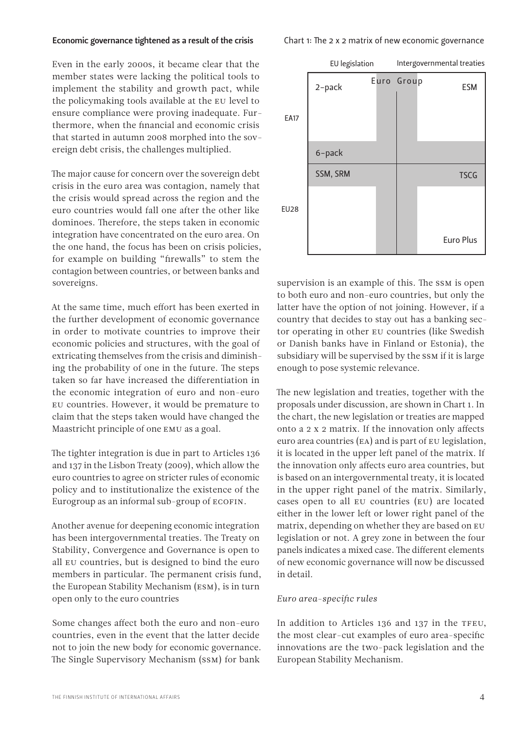### Economic governance tightened as a result of the crisis

Even in the early 2000s, it became clear that the member states were lacking the political tools to implement the stability and growth pact, while the policymaking tools available at the EU level to ensure compliance were proving inadequate. Furthermore, when the financial and economic crisis that started in autumn 2008 morphed into the sovereign debt crisis, the challenges multiplied.

The major cause for concern over the sovereign debt crisis in the euro area was contagion, namely that the crisis would spread across the region and the euro countries would fall one after the other like dominoes. Therefore, the steps taken in economic integration have concentrated on the euro area. On the one hand, the focus has been on crisis policies, for example on building "firewalls" to stem the contagion between countries, or between banks and sovereigns.

At the same time, much effort has been exerted in the further development of economic governance in order to motivate countries to improve their economic policies and structures, with the goal of extricating themselves from the crisis and diminishing the probability of one in the future. The steps taken so far have increased the differentiation in the economic integration of euro and non-euro EU countries. However, it would be premature to claim that the steps taken would have changed the Maastricht principle of one EMU as a goal.

The tighter integration is due in part to Articles 136 and 137 in the Lisbon Treaty (2009), which allow the euro countries to agree on stricter rules of economic policy and to institutionalize the existence of the Eurogroup as an informal sub-group of ECOFIN.

Another avenue for deepening economic integration has been intergovernmental treaties. The Treaty on Stability, Convergence and Governance is open to all EU countries, but is designed to bind the euro members in particular. The permanent crisis fund, the European Stability Mechanism (ESM), is in turn open only to the euro countries

Some changes affect both the euro and non-euro countries, even in the event that the latter decide not to join the new body for economic governance. The Single Supervisory Mechanism (SSM) for bank supervision is an example of this. The SSM is open to both euro and non-euro countries, but only the latter have the option of not joining. However, if a country that decides to stay out has a banking sector operating in other EU countries (like Swedish or Danish banks have in Finland or Estonia), the subsidiary will be supervised by the SSM if it is large enough to pose systemic relevance.

Chart 1: The 2 x 2 matrix of new economic governance

| | EU legislation | Grey zone | Intergovernmental treaties |
|---|---|---|---|
| EA17 | 2-pack | Euro Group | ESM |
| Grey zone | 6-pack | | |
| EU28 | SSM, SRM | | TSCG |
| EU28 | | | Euro Plus |

The new legislation and treaties, together with the proposals under discussion, are shown in Chart 1. In the chart, the new legislation or treaties are mapped onto a 2 x 2 matrix. If the innovation only affects euro area countries (EA) and is part of EU legislation, it is located in the upper left panel of the matrix. If the innovation only affects euro area countries, but is based on an intergovernmental treaty, it is located in the upper right panel of the matrix. Similarly, cases open to all EU countries (EU) are located either in the lower left or lower right panel of the matrix, depending on whether they are based on EU legislation or not. A grey zone in between the four panels indicates a mixed case. The different elements of new economic governance will now be discussed in detail.

*Euro area-specific rules*

In addition to Articles 136 and 137 in the TFEU, the most clear-cut examples of euro area-specific innovations are the two-pack legislation and the European Stability Mechanism.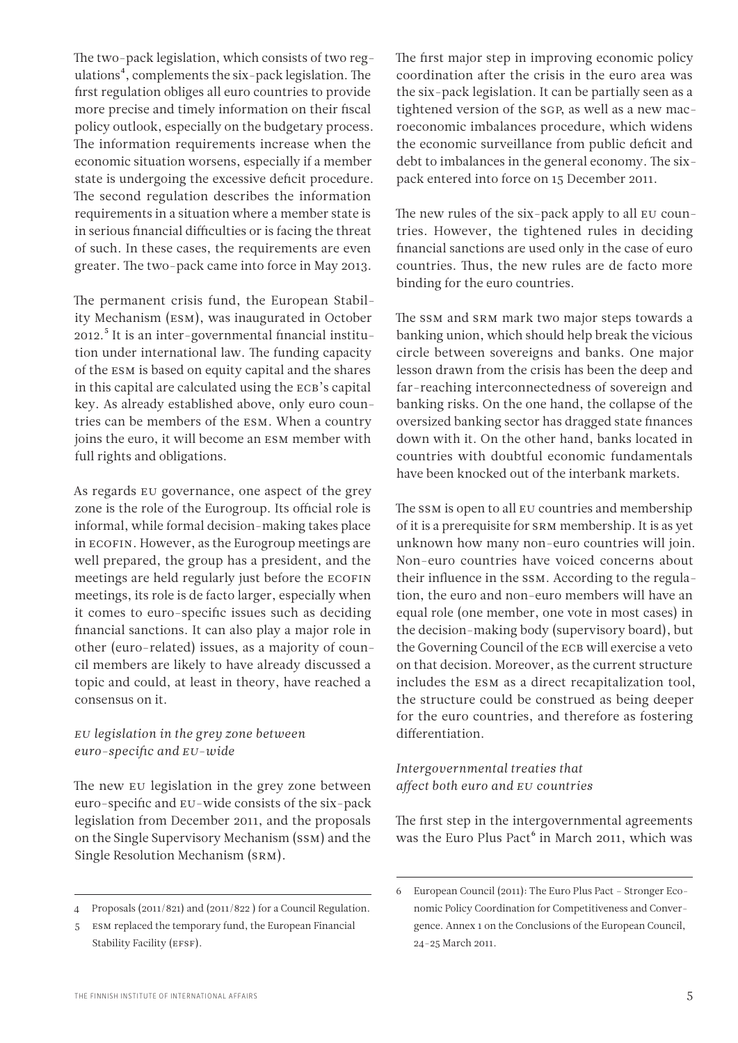The two-pack legislation, which consists of two regulations[4], complements the six-pack legislation. The first regulation obliges all euro countries to provide more precise and timely information on their fiscal policy outlook, especially on the budgetary process. The information requirements increase when the economic situation worsens, especially if a member state is undergoing the excessive deficit procedure. The second regulation describes the information requirements in a situation where a member state is in serious financial difficulties or is facing the threat of such. In these cases, the requirements are even greater. The two-pack came into force in May 2013.

The permanent crisis fund, the European Stability Mechanism (ESM), was inaugurated in October 2012.[5] It is an inter-governmental financial institution under international law. The funding capacity of the ESM is based on equity capital and the shares in this capital are calculated using the ECB's capital key. As already established above, only euro countries can be members of the ESM. When a country joins the euro, it will become an ESM member with full rights and obligations.

As regards EU governance, one aspect of the grey zone is the role of the Eurogroup. Its official role is informal, while formal decision-making takes place in ECOFIN. However, as the Eurogroup meetings are well prepared, the group has a president, and the meetings are held regularly just before the ECOFIN meetings, its role is de facto larger, especially when it comes to euro-specific issues such as deciding financial sanctions. It can also play a major role in other (euro-related) issues, as a majority of council members are likely to have already discussed a topic and could, at least in theory, have reached a consensus on it.

### *EU legislation in the grey zone between euro-specific and EU-wide*

The new EU legislation in the grey zone between euro-specific and EU-wide consists of the six-pack legislation from December 2011, and the proposals on the Single Supervisory Mechanism (SSM) and the Single Resolution Mechanism (SRM).

The first major step in improving economic policy coordination after the crisis in the euro area was the six-pack legislation. It can be partially seen as a tightened version of the SGP, as well as a new macroeconomic imbalances procedure, which widens the economic surveillance from public deficit and debt to imbalances in the general economy. The six-pack entered into force on 15 December 2011.

The new rules of the six-pack apply to all EU countries. However, the tightened rules in deciding financial sanctions are used only in the case of euro countries. Thus, the new rules are de facto more binding for the euro countries.

The SSM and SRM mark two major steps towards a banking union, which should help break the vicious circle between sovereigns and banks. One major lesson drawn from the crisis has been the deep and far-reaching interconnectedness of sovereign and banking risks. On the one hand, the collapse of the oversized banking sector has dragged state finances down with it. On the other hand, banks located in countries with doubtful economic fundamentals have been knocked out of the interbank markets.

The SSM is open to all EU countries and membership of it is a prerequisite for SRM membership. It is as yet unknown how many non-euro countries will join. Non-euro countries have voiced concerns about their influence in the SSM. According to the regulation, the euro and non-euro members will have an equal role (one member, one vote in most cases) in the decision-making body (supervisory board), but the Governing Council of the ECB will exercise a veto on that decision. Moreover, as the current structure includes the ESM as a direct recapitalization tool, the structure could be construed as being deeper for the euro countries, and therefore as fostering differentiation.

### *Intergovernmental treaties that affect both euro and EU countries*

The first step in the intergovernmental agreements was the Euro Plus Pact[6] in March 2011, which was

---

4 Proposals (2011/821) and (2011/822 ) for a Council Regulation.

5 ESM replaced the temporary fund, the European Financial Stability Facility (EFSF).

6 European Council (2011): The Euro Plus Pact – Stronger Economic Policy Coordination for Competitiveness and Convergence. Annex 1 on the Conclusions of the European Council, 24–25 March 2011.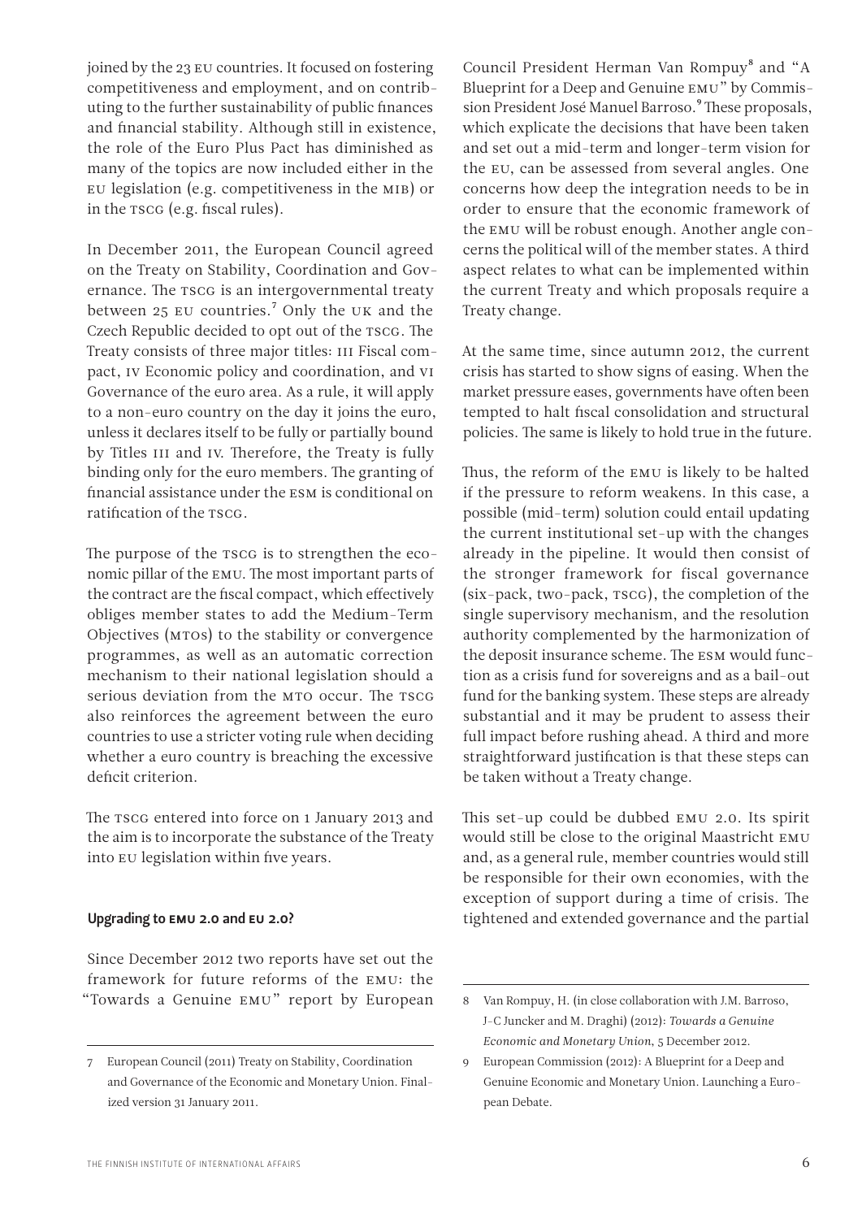joined by the 23 EU countries. It focused on fostering competitiveness and employment, and on contributing to the further sustainability of public finances and financial stability. Although still in existence, the role of the Euro Plus Pact has diminished as many of the topics are now included either in the EU legislation (e.g. competitiveness in the MIB) or in the TSCG (e.g. fiscal rules).

In December 2011, the European Council agreed on the Treaty on Stability, Coordination and Governance. The TSCG is an intergovernmental treaty between 25 EU countries.[7] Only the UK and the Czech Republic decided to opt out of the TSCG. The Treaty consists of three major titles: III Fiscal compact, IV Economic policy and coordination, and VI Governance of the euro area. As a rule, it will apply to a non-euro country on the day it joins the euro, unless it declares itself to be fully or partially bound by Titles III and IV. Therefore, the Treaty is fully binding only for the euro members. The granting of financial assistance under the ESM is conditional on ratification of the TSCG.

The purpose of the TSCG is to strengthen the economic pillar of the EMU. The most important parts of the contract are the fiscal compact, which effectively obliges member states to add the Medium-Term Objectives (MTOs) to the stability or convergence programmes, as well as an automatic correction mechanism to their national legislation should a serious deviation from the MTO occur. The TSCG also reinforces the agreement between the euro countries to use a stricter voting rule when deciding whether a euro country is breaching the excessive deficit criterion.

The TSCG entered into force on 1 January 2013 and the aim is to incorporate the substance of the Treaty into EU legislation within five years.

### Upgrading to EMU 2.0 and EU 2.0?

Since December 2012 two reports have set out the framework for future reforms of the EMU: the "Towards a Genuine EMU" report by European Council President Herman Van Rompuy[8] and "A Blueprint for a Deep and Genuine EMU" by Commission President José Manuel Barroso.[9] These proposals, which explicate the decisions that have been taken and set out a mid-term and longer-term vision for the EU, can be assessed from several angles. One concerns how deep the integration needs to be in order to ensure that the economic framework of the EMU will be robust enough. Another angle concerns the political will of the member states. A third aspect relates to what can be implemented within the current Treaty and which proposals require a Treaty change.

At the same time, since autumn 2012, the current crisis has started to show signs of easing. When the market pressure eases, governments have often been tempted to halt fiscal consolidation and structural policies. The same is likely to hold true in the future.

Thus, the reform of the EMU is likely to be halted if the pressure to reform weakens. In this case, a possible (mid-term) solution could entail updating the current institutional set-up with the changes already in the pipeline. It would then consist of the stronger framework for fiscal governance (six-pack, two-pack, TSCG), the completion of the single supervisory mechanism, and the resolution authority complemented by the harmonization of the deposit insurance scheme. The ESM would function as a crisis fund for sovereigns and as a bail-out fund for the banking system. These steps are already substantial and it may be prudent to assess their full impact before rushing ahead. A third and more straightforward justification is that these steps can be taken without a Treaty change.

This set-up could be dubbed EMU 2.0. Its spirit would still be close to the original Maastricht EMU and, as a general rule, member countries would still be responsible for their own economies, with the exception of support during a time of crisis. The tightened and extended governance and the partial

---

7 European Council (2011) Treaty on Stability, Coordination and Governance of the Economic and Monetary Union. Finalized version 31 January 2011.

8 Van Rompuy, H. (in close collaboration with J.M. Barroso, J-C Juncker and M. Draghi) (2012): *Towards a Genuine Economic and Monetary Union*, 5 December 2012.

9 European Commission (2012): A Blueprint for a Deep and Genuine Economic and Monetary Union. Launching a European Debate.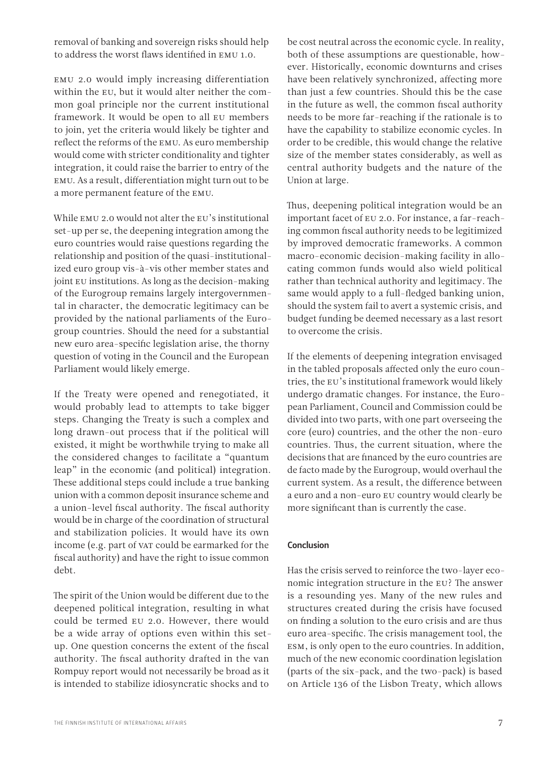removal of banking and sovereign risks should help to address the worst flaws identified in EMU 1.0.

EMU 2.0 would imply increasing differentiation within the EU, but it would alter neither the common goal principle nor the current institutional framework. It would be open to all EU members to join, yet the criteria would likely be tighter and reflect the reforms of the EMU. As euro membership would come with stricter conditionality and tighter integration, it could raise the barrier to entry of the EMU. As a result, differentiation might turn out to be a more permanent feature of the EMU.

While EMU 2.0 would not alter the EU's institutional set-up per se, the deepening integration among the euro countries would raise questions regarding the relationship and position of the quasi-institutionalized euro group vis-à-vis other member states and joint EU institutions. As long as the decision-making of the Eurogroup remains largely intergovernmental in character, the democratic legitimacy can be provided by the national parliaments of the Eurogroup countries. Should the need for a substantial new euro area-specific legislation arise, the thorny question of voting in the Council and the European Parliament would likely emerge.

If the Treaty were opened and renegotiated, it would probably lead to attempts to take bigger steps. Changing the Treaty is such a complex and long drawn-out process that if the political will existed, it might be worthwhile trying to make all the considered changes to facilitate a "quantum leap" in the economic (and political) integration. These additional steps could include a true banking union with a common deposit insurance scheme and a union-level fiscal authority. The fiscal authority would be in charge of the coordination of structural and stabilization policies. It would have its own income (e.g. part of VAT could be earmarked for the fiscal authority) and have the right to issue common debt.

The spirit of the Union would be different due to the deepened political integration, resulting in what could be termed EU 2.0. However, there would be a wide array of options even within this set-up. One question concerns the extent of the fiscal authority. The fiscal authority drafted in the van Rompuy report would not necessarily be broad as it is intended to stabilize idiosyncratic shocks and to be cost neutral across the economic cycle. In reality, both of these assumptions are questionable, however. Historically, economic downturns and crises have been relatively synchronized, affecting more than just a few countries. Should this be the case in the future as well, the common fiscal authority needs to be more far-reaching if the rationale is to have the capability to stabilize economic cycles. In order to be credible, this would change the relative size of the member states considerably, as well as central authority budgets and the nature of the Union at large.

Thus, deepening political integration would be an important facet of EU 2.0. For instance, a far-reaching common fiscal authority needs to be legitimized by improved democratic frameworks. A common macro-economic decision-making facility in allocating common funds would also wield political rather than technical authority and legitimacy. The same would apply to a full-fledged banking union, should the system fail to avert a systemic crisis, and budget funding be deemed necessary as a last resort to overcome the crisis.

If the elements of deepening integration envisaged in the tabled proposals affected only the euro countries, the EU's institutional framework would likely undergo dramatic changes. For instance, the European Parliament, Council and Commission could be divided into two parts, with one part overseeing the core (euro) countries, and the other the non-euro countries. Thus, the current situation, where the decisions that are financed by the euro countries are de facto made by the Eurogroup, would overhaul the current system. As a result, the difference between a euro and a non-euro EU country would clearly be more significant than is currently the case.

## Conclusion

Has the crisis served to reinforce the two-layer economic integration structure in the EU? The answer is a resounding yes. Many of the new rules and structures created during the crisis have focused on finding a solution to the euro crisis and are thus euro area-specific. The crisis management tool, the ESM, is only open to the euro countries. In addition, much of the new economic coordination legislation (parts of the six-pack, and the two-pack) is based on Article 136 of the Lisbon Treaty, which allows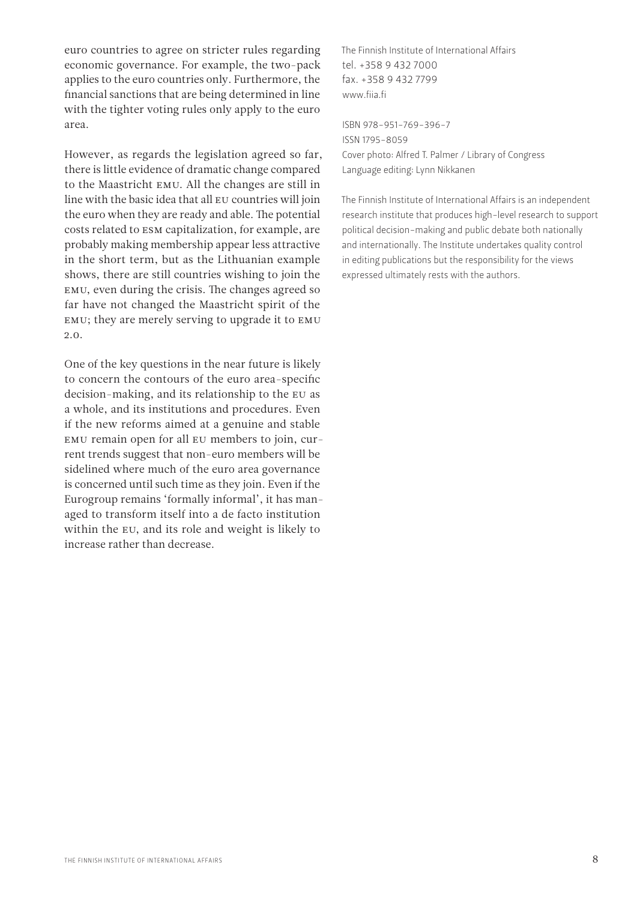euro countries to agree on stricter rules regarding economic governance. For example, the two-pack applies to the euro countries only. Furthermore, the financial sanctions that are being determined in line with the tighter voting rules only apply to the euro area.

However, as regards the legislation agreed so far, there is little evidence of dramatic change compared to the Maastricht EMU. All the changes are still in line with the basic idea that all EU countries will join the euro when they are ready and able. The potential costs related to ESM capitalization, for example, are probably making membership appear less attractive in the short term, but as the Lithuanian example shows, there are still countries wishing to join the EMU, even during the crisis. The changes agreed so far have not changed the Maastricht spirit of the EMU; they are merely serving to upgrade it to EMU 2.0.

One of the key questions in the near future is likely to concern the contours of the euro area-specific decision-making, and its relationship to the EU as a whole, and its institutions and procedures. Even if the new reforms aimed at a genuine and stable EMU remain open for all EU members to join, current trends suggest that non-euro members will be sidelined where much of the euro area governance is concerned until such time as they join. Even if the Eurogroup remains 'formally informal', it has managed to transform itself into a de facto institution within the EU, and its role and weight is likely to increase rather than decrease.

The Finnish Institute of International Affairs
tel. +358 9 432 7000
fax. +358 9 432 7799
www.fiia.fi

ISBN 978-951-769-396-7
ISSN 1795-8059
Cover photo: Alfred T. Palmer / Library of Congress
Language editing: Lynn Nikkanen

The Finnish Institute of International Affairs is an independent research institute that produces high-level research to support political decision-making and public debate both nationally and internationally. The Institute undertakes quality control in editing publications but the responsibility for the views expressed ultimately rests with the authors.